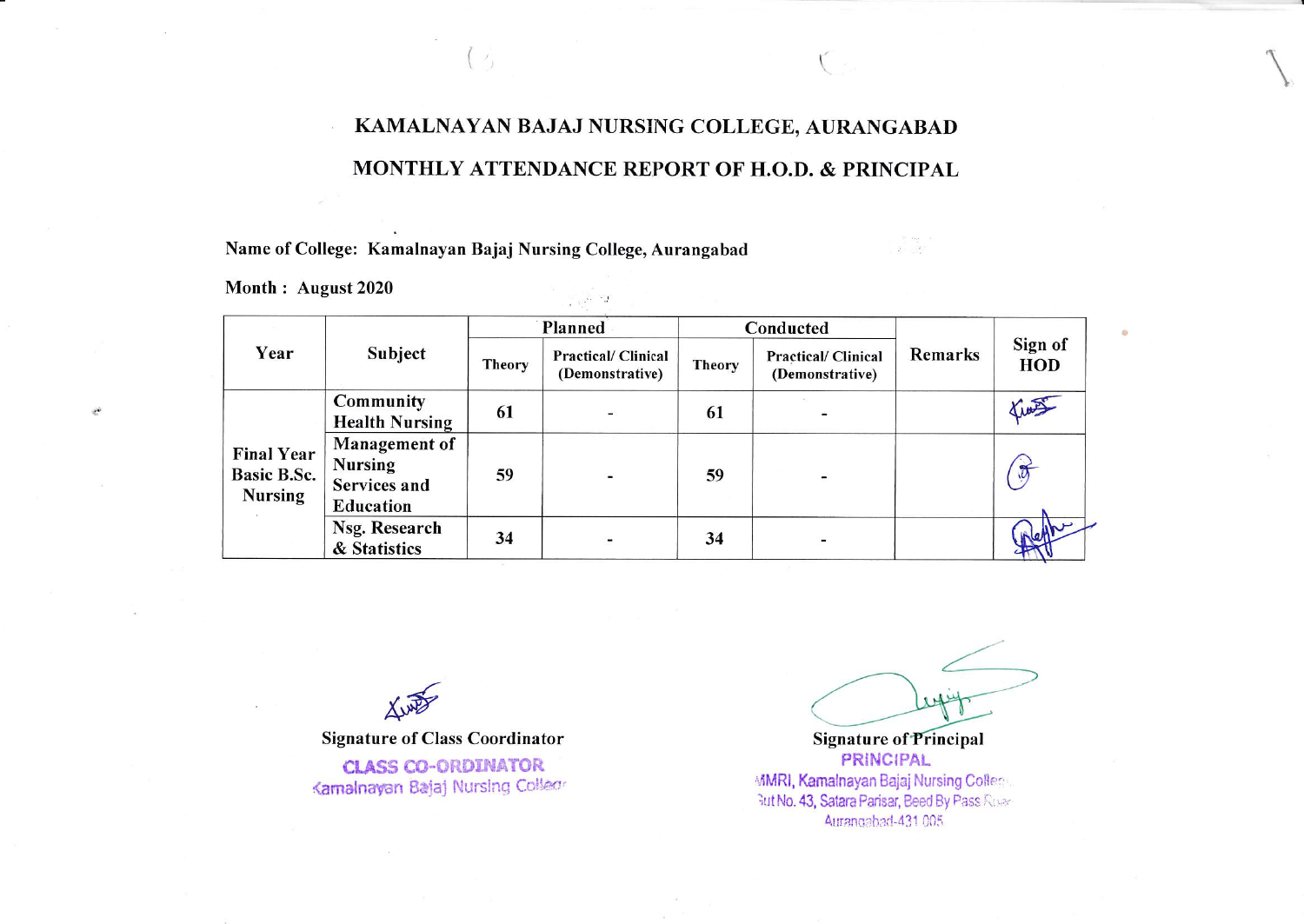# KAMALNAYAN BAJAJ NURSING COLLEGE, AURANGABAD

## MONTHLY ATTENDANCE REPORT OF H.O.D. & PRINCIPAL

**Name of College: Kamalnayan Bajaj Nursing College, Aurangabad**

**Month : August 2020**

| Year | Subject | Planned | | Conducted | | Remarks | Sign of HOD |
|---|---|---|---|---|---|---|---|
| | | Theory | Practical/ Clinical (Demonstrative) | Theory | Practical/ Clinical (Demonstrative) | | |
| Final Year Basic B.Sc. Nursing | Community Health Nursing | 61 | - | 61 | - | | |
| | Management of Nursing Services and Education | 59 | - | 59 | - | | |
| | Nsg. Research & Statistics | 34 | - | 34 | - | | |

Signature of Class Coordinator
CLASS CO-ORDINATOR
Kamalnayan Bajaj Nursing College

Signature of Principal
PRINCIPAL
MMRI, Kamalnayan Bajaj Nursing College
Gut No. 43, Satara Parisar, Beed By Pass Road
Aurangabad-431 005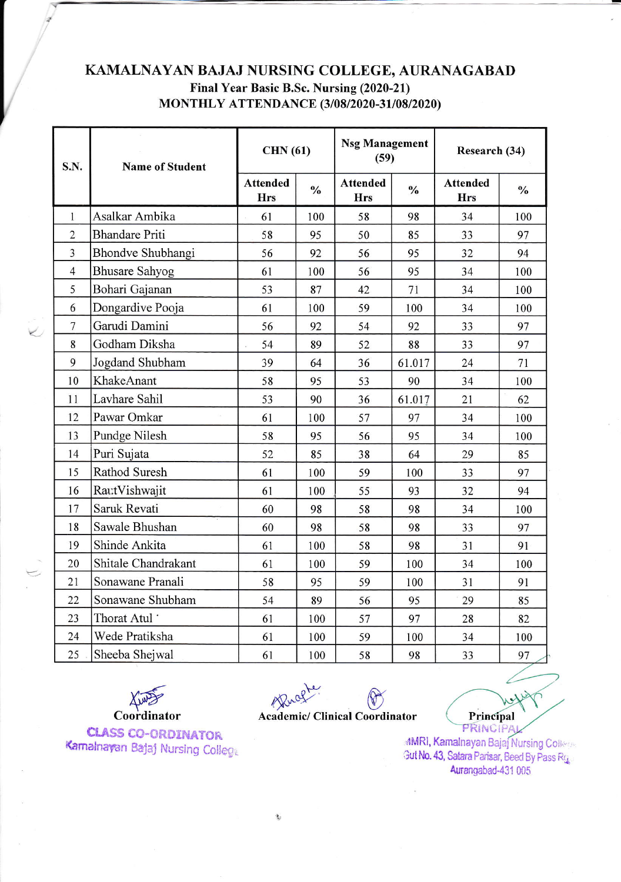# KAMALNAYAN BAJAJ NURSING COLLEGE, AURANAGABAD

## Final Year Basic B.Sc. Nursing (2020-21)

## MONTHLY ATTENDANCE (3/08/2020-31/08/2020)

| S.N. | Name of Student | CHN (61) | | Nsg Management (59) | | Research (34) | |
|---|---|---|---|---|---|---|---|
| | | Attended Hrs | % | Attended Hrs | % | Attended Hrs | % |
| 1 | Asalkar Ambika | 61 | 100 | 58 | 98 | 34 | 100 |
| 2 | Bhandare Priti | 58 | 95 | 50 | 85 | 33 | 97 |
| 3 | Bhondve Shubhangi | 56 | 92 | 56 | 95 | 32 | 94 |
| 4 | Bhusare Sahyog | 61 | 100 | 56 | 95 | 34 | 100 |
| 5 | Bohari Gajanan | 53 | 87 | 42 | 71 | 34 | 100 |
| 6 | Dongardive Pooja | 61 | 100 | 59 | 100 | 34 | 100 |
| 7 | Garudi Damini | 56 | 92 | 54 | 92 | 33 | 97 |
| 8 | Godham Diksha | 54 | 89 | 52 | 88 | 33 | 97 |
| 9 | Jogdand Shubham | 39 | 64 | 36 | 61.017 | 24 | 71 |
| 10 | KhakeAnant | 58 | 95 | 53 | 90 | 34 | 100 |
| 11 | Lavhare Sahil | 53 | 90 | 36 | 61.017 | 21 | 62 |
| 12 | Pawar Omkar | 61 | 100 | 57 | 97 | 34 | 100 |
| 13 | Pundge Nilesh | 58 | 95 | 56 | 95 | 34 | 100 |
| 14 | Puri Sujata | 52 | 85 | 38 | 64 | 29 | 85 |
| 15 | Rathod Suresh | 61 | 100 | 59 | 100 | 33 | 97 |
| 16 | RautVishwajit | 61 | 100 | 55 | 93 | 32 | 94 |
| 17 | Saruk Revati | 60 | 98 | 58 | 98 | 34 | 100 |
| 18 | Sawale Bhushan | 60 | 98 | 58 | 98 | 33 | 97 |
| 19 | Shinde Ankita | 61 | 100 | 58 | 98 | 31 | 91 |
| 20 | Shitale Chandrakant | 61 | 100 | 59 | 100 | 34 | 100 |
| 21 | Sonawane Pranali | 58 | 95 | 59 | 100 | 31 | 91 |
| 22 | Sonawane Shubham | 54 | 89 | 56 | 95 | 29 | 85 |
| 23 | Thorat Atul | 61 | 100 | 57 | 97 | 28 | 82 |
| 24 | Wede Pratiksha | 61 | 100 | 59 | 100 | 34 | 100 |
| 25 | Sheeba Shejwal | 61 | 100 | 58 | 98 | 33 | 97 |

Coordinator
CLASS CO-ORDINATOR
Kamalnayan Bajaj Nursing College

Academic/ Clinical Coordinator

Principal
PRINCIPAL
MMRI, Kamalnayan Bajaj Nursing College
Gut No. 43, Satara Parisar, Beed By Pass Rd.
Aurangabad-431 005